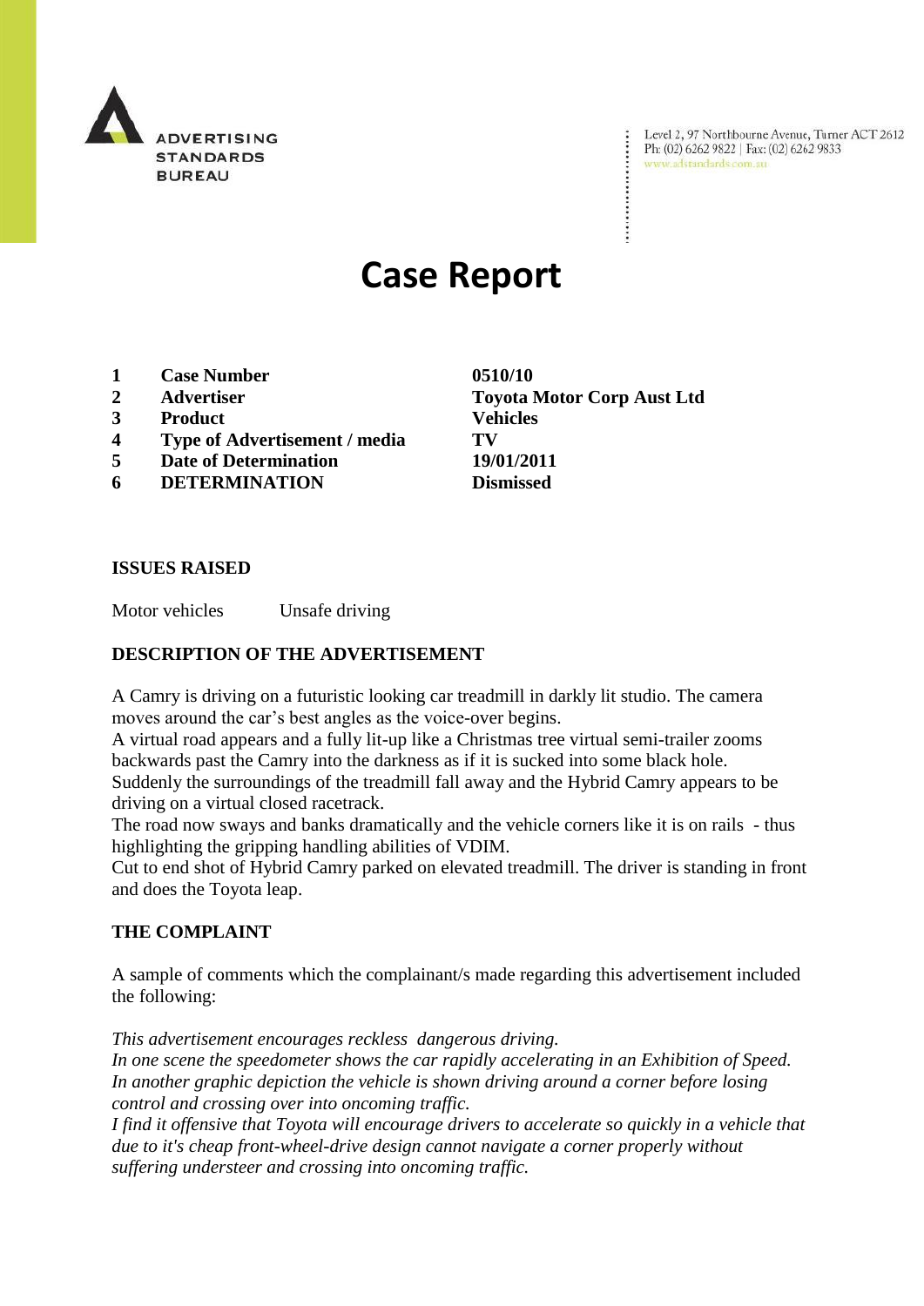ADVERTISING STANDARDS BUREAU

Level 2, 97 Northbourne Avenue, Turner ACT 2612
Ph: (02) 6262 9822 | Fax: (02) 6262 9833
www.adstandards.com.au

# Case Report

| | | |
|---|---|---|
| **1** | **Case Number** | **0510/10** |
| **2** | **Advertiser** | **Toyota Motor Corp Aust Ltd** |
| **3** | **Product** | **Vehicles** |
| **4** | **Type of Advertisement / media** | **TV** |
| **5** | **Date of Determination** | **19/01/2011** |
| **6** | **DETERMINATION** | **Dismissed** |

## ISSUES RAISED

Motor vehicles Unsafe driving

## DESCRIPTION OF THE ADVERTISEMENT

A Camry is driving on a futuristic looking car treadmill in darkly lit studio. The camera moves around the car's best angles as the voice-over begins.
A virtual road appears and a fully lit-up like a Christmas tree virtual semi-trailer zooms backwards past the Camry into the darkness as if it is sucked into some black hole.
Suddenly the surroundings of the treadmill fall away and the Hybrid Camry appears to be driving on a virtual closed racetrack.
The road now sways and banks dramatically and the vehicle corners like it is on rails - thus highlighting the gripping handling abilities of VDIM.
Cut to end shot of Hybrid Camry parked on elevated treadmill. The driver is standing in front and does the Toyota leap.

## THE COMPLAINT

A sample of comments which the complainant/s made regarding this advertisement included the following:

*This advertisement encourages reckless dangerous driving.*
*In one scene the speedometer shows the car rapidly accelerating in an Exhibition of Speed.*
*In another graphic depiction the vehicle is shown driving around a corner before losing control and crossing over into oncoming traffic.*
*I find it offensive that Toyota will encourage drivers to accelerate so quickly in a vehicle that due to it's cheap front-wheel-drive design cannot navigate a corner properly without suffering understeer and crossing into oncoming traffic.*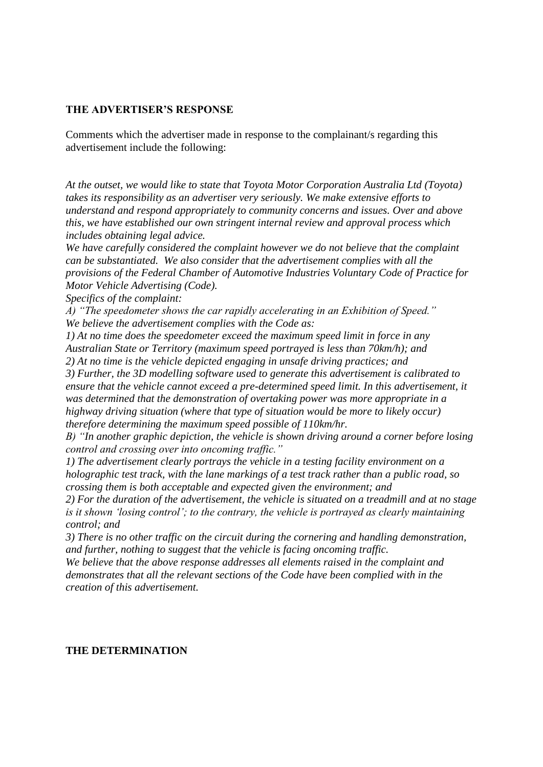**THE ADVERTISER'S RESPONSE**

Comments which the advertiser made in response to the complainant/s regarding this advertisement include the following:

*At the outset, we would like to state that Toyota Motor Corporation Australia Ltd (Toyota) takes its responsibility as an advertiser very seriously. We make extensive efforts to understand and respond appropriately to community concerns and issues. Over and above this, we have established our own stringent internal review and approval process which includes obtaining legal advice.*

*We have carefully considered the complaint however we do not believe that the complaint can be substantiated. We also consider that the advertisement complies with all the provisions of the Federal Chamber of Automotive Industries Voluntary Code of Practice for Motor Vehicle Advertising (Code).*

*Specifics of the complaint:*

*A) "The speedometer shows the car rapidly accelerating in an Exhibition of Speed."*

*We believe the advertisement complies with the Code as:*

*1) At no time does the speedometer exceed the maximum speed limit in force in any Australian State or Territory (maximum speed portrayed is less than 70km/h); and*

*2) At no time is the vehicle depicted engaging in unsafe driving practices; and*

*3) Further, the 3D modelling software used to generate this advertisement is calibrated to ensure that the vehicle cannot exceed a pre-determined speed limit. In this advertisement, it was determined that the demonstration of overtaking power was more appropriate in a highway driving situation (where that type of situation would be more to likely occur) therefore determining the maximum speed possible of 110km/hr.*

*B) "In another graphic depiction, the vehicle is shown driving around a corner before losing control and crossing over into oncoming traffic."*

*1) The advertisement clearly portrays the vehicle in a testing facility environment on a holographic test track, with the lane markings of a test track rather than a public road, so crossing them is both acceptable and expected given the environment; and*

*2) For the duration of the advertisement, the vehicle is situated on a treadmill and at no stage is it shown 'losing control'; to the contrary, the vehicle is portrayed as clearly maintaining control; and*

*3) There is no other traffic on the circuit during the cornering and handling demonstration, and further, nothing to suggest that the vehicle is facing oncoming traffic.*

*We believe that the above response addresses all elements raised in the complaint and demonstrates that all the relevant sections of the Code have been complied with in the creation of this advertisement.*

**THE DETERMINATION**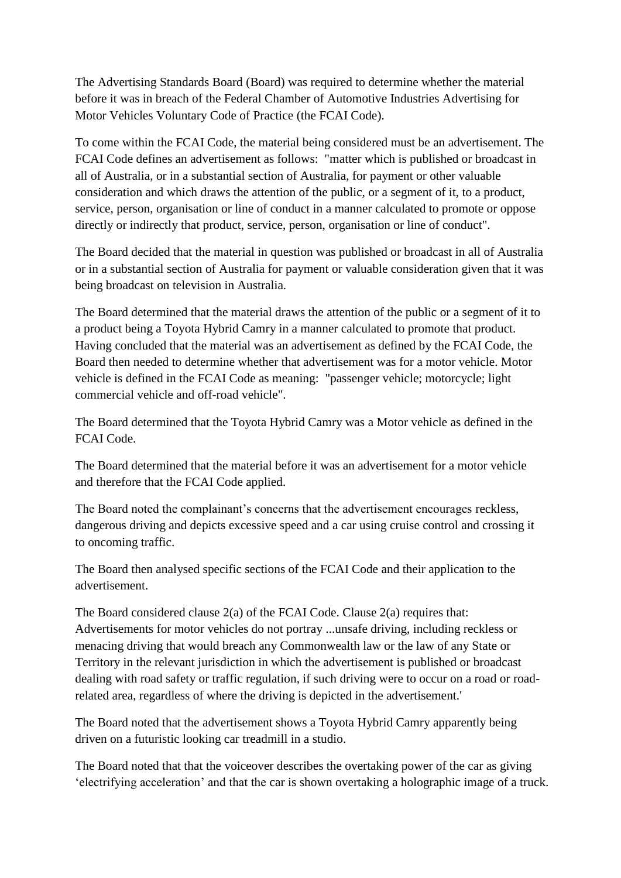The Advertising Standards Board (Board) was required to determine whether the material before it was in breach of the Federal Chamber of Automotive Industries Advertising for Motor Vehicles Voluntary Code of Practice (the FCAI Code).

To come within the FCAI Code, the material being considered must be an advertisement. The FCAI Code defines an advertisement as follows: "matter which is published or broadcast in all of Australia, or in a substantial section of Australia, for payment or other valuable consideration and which draws the attention of the public, or a segment of it, to a product, service, person, organisation or line of conduct in a manner calculated to promote or oppose directly or indirectly that product, service, person, organisation or line of conduct".

The Board decided that the material in question was published or broadcast in all of Australia or in a substantial section of Australia for payment or valuable consideration given that it was being broadcast on television in Australia.

The Board determined that the material draws the attention of the public or a segment of it to a product being a Toyota Hybrid Camry in a manner calculated to promote that product. Having concluded that the material was an advertisement as defined by the FCAI Code, the Board then needed to determine whether that advertisement was for a motor vehicle. Motor vehicle is defined in the FCAI Code as meaning: "passenger vehicle; motorcycle; light commercial vehicle and off-road vehicle".

The Board determined that the Toyota Hybrid Camry was a Motor vehicle as defined in the FCAI Code.

The Board determined that the material before it was an advertisement for a motor vehicle and therefore that the FCAI Code applied.

The Board noted the complainant's concerns that the advertisement encourages reckless, dangerous driving and depicts excessive speed and a car using cruise control and crossing it to oncoming traffic.

The Board then analysed specific sections of the FCAI Code and their application to the advertisement.

The Board considered clause 2(a) of the FCAI Code. Clause 2(a) requires that: Advertisements for motor vehicles do not portray ...unsafe driving, including reckless or menacing driving that would breach any Commonwealth law or the law of any State or Territory in the relevant jurisdiction in which the advertisement is published or broadcast dealing with road safety or traffic regulation, if such driving were to occur on a road or road-related area, regardless of where the driving is depicted in the advertisement.'

The Board noted that the advertisement shows a Toyota Hybrid Camry apparently being driven on a futuristic looking car treadmill in a studio.

The Board noted that that the voiceover describes the overtaking power of the car as giving 'electrifying acceleration' and that the car is shown overtaking a holographic image of a truck.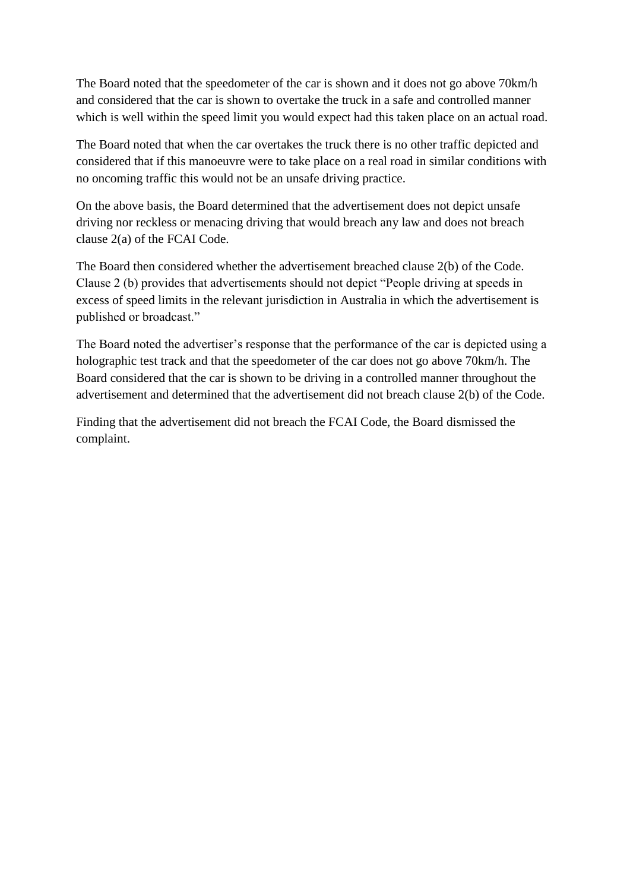The Board noted that the speedometer of the car is shown and it does not go above 70km/h and considered that the car is shown to overtake the truck in a safe and controlled manner which is well within the speed limit you would expect had this taken place on an actual road.

The Board noted that when the car overtakes the truck there is no other traffic depicted and considered that if this manoeuvre were to take place on a real road in similar conditions with no oncoming traffic this would not be an unsafe driving practice.

On the above basis, the Board determined that the advertisement does not depict unsafe driving nor reckless or menacing driving that would breach any law and does not breach clause 2(a) of the FCAI Code.

The Board then considered whether the advertisement breached clause 2(b) of the Code. Clause 2 (b) provides that advertisements should not depict "People driving at speeds in excess of speed limits in the relevant jurisdiction in Australia in which the advertisement is published or broadcast."

The Board noted the advertiser's response that the performance of the car is depicted using a holographic test track and that the speedometer of the car does not go above 70km/h. The Board considered that the car is shown to be driving in a controlled manner throughout the advertisement and determined that the advertisement did not breach clause 2(b) of the Code.

Finding that the advertisement did not breach the FCAI Code, the Board dismissed the complaint.